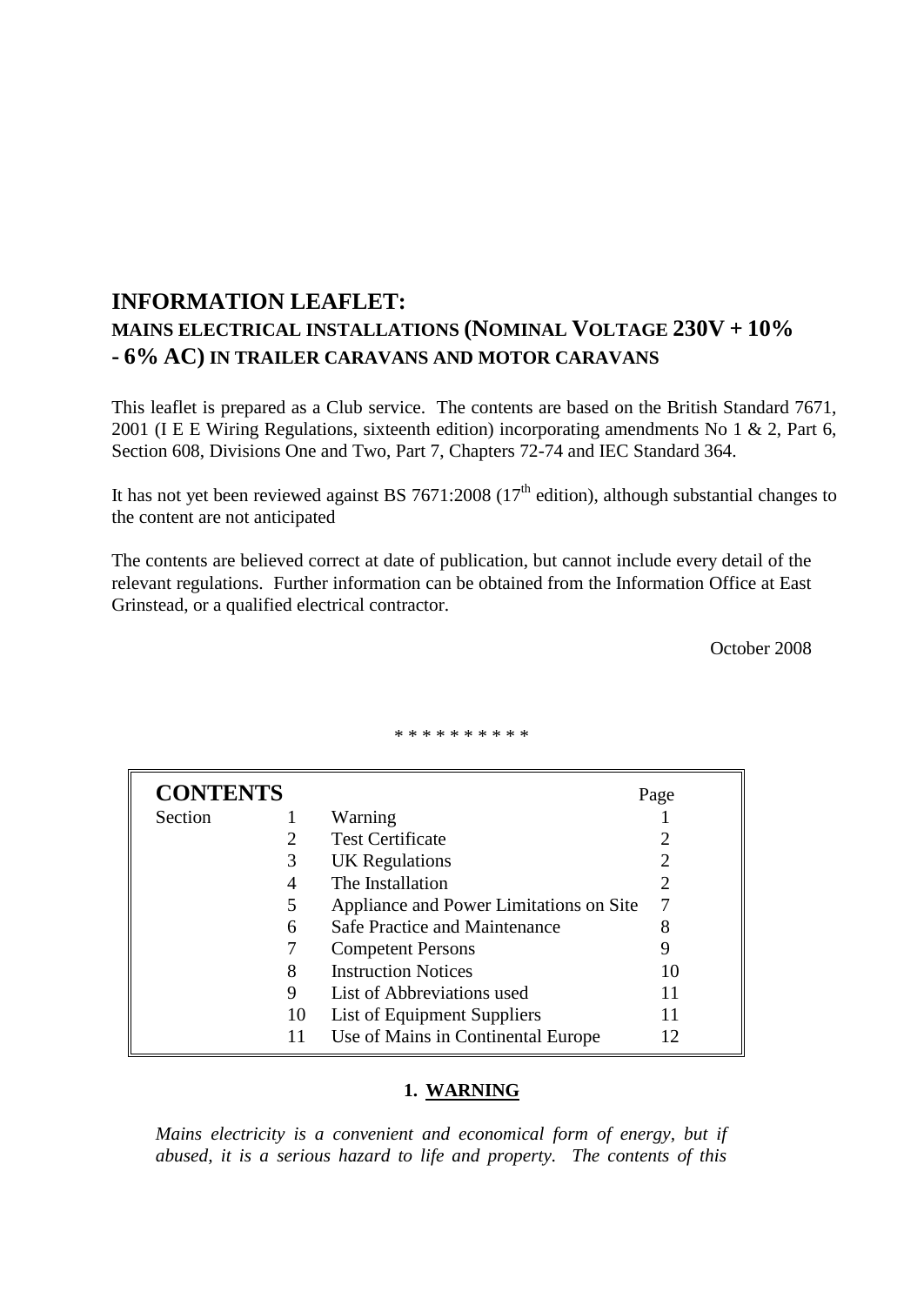# INFORMATION LEAFLET:

## MAINS ELECTRICAL INSTALLATIONS (NOMINAL VOLTAGE 230V + 10% - 6% AC) IN TRAILER CARAVANS AND MOTOR CARAVANS

This leaflet is prepared as a Club service. The contents are based on the British Standard 7671, 2001 (I E E Wiring Regulations, sixteenth edition) incorporating amendments No 1 & 2, Part 6, Section 608, Divisions One and Two, Part 7, Chapters 72-74 and IEC Standard 364.

It has not yet been reviewed against BS 7671:2008 (17th edition), although substantial changes to the content are not anticipated

The contents are believed correct at date of publication, but cannot include every detail of the relevant regulations. Further information can be obtained from the Information Office at East Grinstead, or a qualified electrical contractor.

October 2008

\* \* \* \* \* \* \* \* \* \*

| CONTENTS | | | Page |
|---|---|---|---|
| Section | 1 | Warning | 1 |
| | 2 | Test Certificate | 2 |
| | 3 | UK Regulations | 2 |
| | 4 | The Installation | 2 |
| | 5 | Appliance and Power Limitations on Site | 7 |
| | 6 | Safe Practice and Maintenance | 8 |
| | 7 | Competent Persons | 9 |
| | 8 | Instruction Notices | 10 |
| | 9 | List of Abbreviations used | 11 |
| | 10 | List of Equipment Suppliers | 11 |
| | 11 | Use of Mains in Continental Europe | 12 |

## 1. WARNING

*Mains electricity is a convenient and economical form of energy, but if abused, it is a serious hazard to life and property. The contents of this*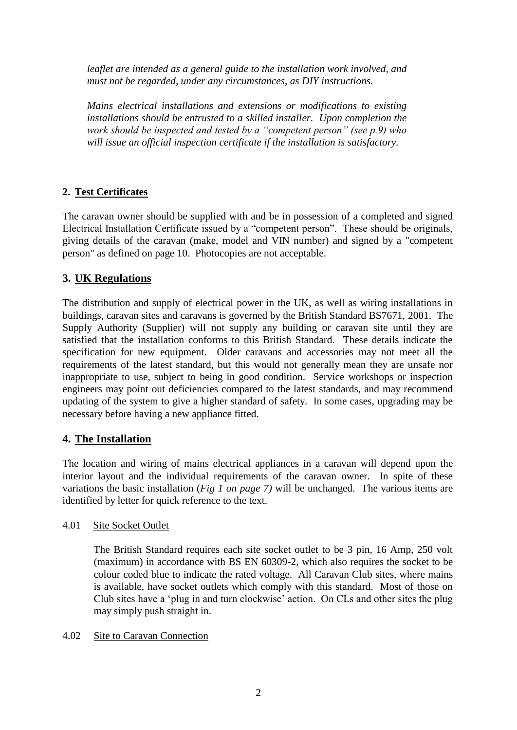*leaflet are intended as a general guide to the installation work involved, and must not be regarded, under any circumstances, as DIY instructions.*

*Mains electrical installations and extensions or modifications to existing installations should be entrusted to a skilled installer. Upon completion the work should be inspected and tested by a "competent person" (see p.9) who will issue an official inspection certificate if the installation is satisfactory.*

## 2. Test Certificates

The caravan owner should be supplied with and be in possession of a completed and signed Electrical Installation Certificate issued by a "competent person". These should be originals, giving details of the caravan (make, model and VIN number) and signed by a "competent person" as defined on page 10. Photocopies are not acceptable.

## 3. UK Regulations

The distribution and supply of electrical power in the UK, as well as wiring installations in buildings, caravan sites and caravans is governed by the British Standard BS7671, 2001. The Supply Authority (Supplier) will not supply any building or caravan site until they are satisfied that the installation conforms to this British Standard. These details indicate the specification for new equipment. Older caravans and accessories may not meet all the requirements of the latest standard, but this would not generally mean they are unsafe nor inappropriate to use, subject to being in good condition. Service workshops or inspection engineers may point out deficiencies compared to the latest standards, and may recommend updating of the system to give a higher standard of safety. In some cases, upgrading may be necessary before having a new appliance fitted.

## 4. The Installation

The location and wiring of mains electrical appliances in a caravan will depend upon the interior layout and the individual requirements of the caravan owner. In spite of these variations the basic installation (*Fig 1 on page 7)* will be unchanged. The various items are identified by letter for quick reference to the text.

### 4.01 Site Socket Outlet

The British Standard requires each site socket outlet to be 3 pin, 16 Amp, 250 volt (maximum) in accordance with BS EN 60309-2, which also requires the socket to be colour coded blue to indicate the rated voltage. All Caravan Club sites, where mains is available, have socket outlets which comply with this standard. Most of those on Club sites have a 'plug in and turn clockwise' action. On CLs and other sites the plug may simply push straight in.

### 4.02 Site to Caravan Connection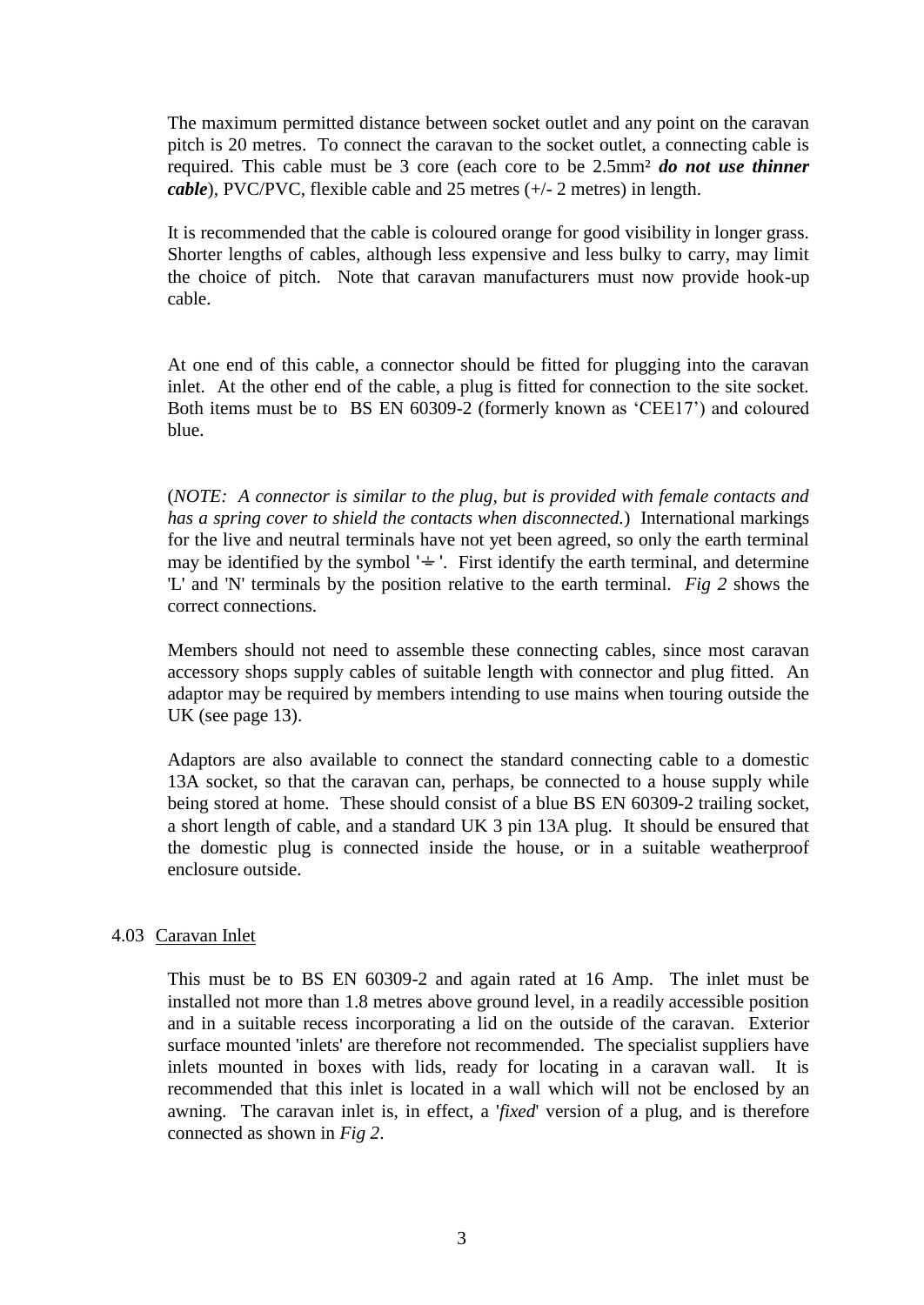The maximum permitted distance between socket outlet and any point on the caravan pitch is 20 metres. To connect the caravan to the socket outlet, a connecting cable is required. This cable must be 3 core (each core to be 2.5mm² ***do not use thinner cable***), PVC/PVC, flexible cable and 25 metres (+/- 2 metres) in length.

It is recommended that the cable is coloured orange for good visibility in longer grass. Shorter lengths of cables, although less expensive and less bulky to carry, may limit the choice of pitch. Note that caravan manufacturers must now provide hook-up cable.

At one end of this cable, a connector should be fitted for plugging into the caravan inlet. At the other end of the cable, a plug is fitted for connection to the site socket. Both items must be to BS EN 60309-2 (formerly known as 'CEE17') and coloured blue.

(*NOTE: A connector is similar to the plug, but is provided with female contacts and has a spring cover to shield the contacts when disconnected.*) International markings for the live and neutral terminals have not yet been agreed, so only the earth terminal may be identified by the symbol '⏚'. First identify the earth terminal, and determine 'L' and 'N' terminals by the position relative to the earth terminal. *Fig 2* shows the correct connections.

Members should not need to assemble these connecting cables, since most caravan accessory shops supply cables of suitable length with connector and plug fitted. An adaptor may be required by members intending to use mains when touring outside the UK (see page 13).

Adaptors are also available to connect the standard connecting cable to a domestic 13A socket, so that the caravan can, perhaps, be connected to a house supply while being stored at home. These should consist of a blue BS EN 60309-2 trailing socket, a short length of cable, and a standard UK 3 pin 13A plug. It should be ensured that the domestic plug is connected inside the house, or in a suitable weatherproof enclosure outside.

## 4.03 Caravan Inlet

This must be to BS EN 60309-2 and again rated at 16 Amp. The inlet must be installed not more than 1.8 metres above ground level, in a readily accessible position and in a suitable recess incorporating a lid on the outside of the caravan. Exterior surface mounted 'inlets' are therefore not recommended. The specialist suppliers have inlets mounted in boxes with lids, ready for locating in a caravan wall. It is recommended that this inlet is located in a wall which will not be enclosed by an awning. The caravan inlet is, in effect, a '*fixed*' version of a plug, and is therefore connected as shown in *Fig 2*.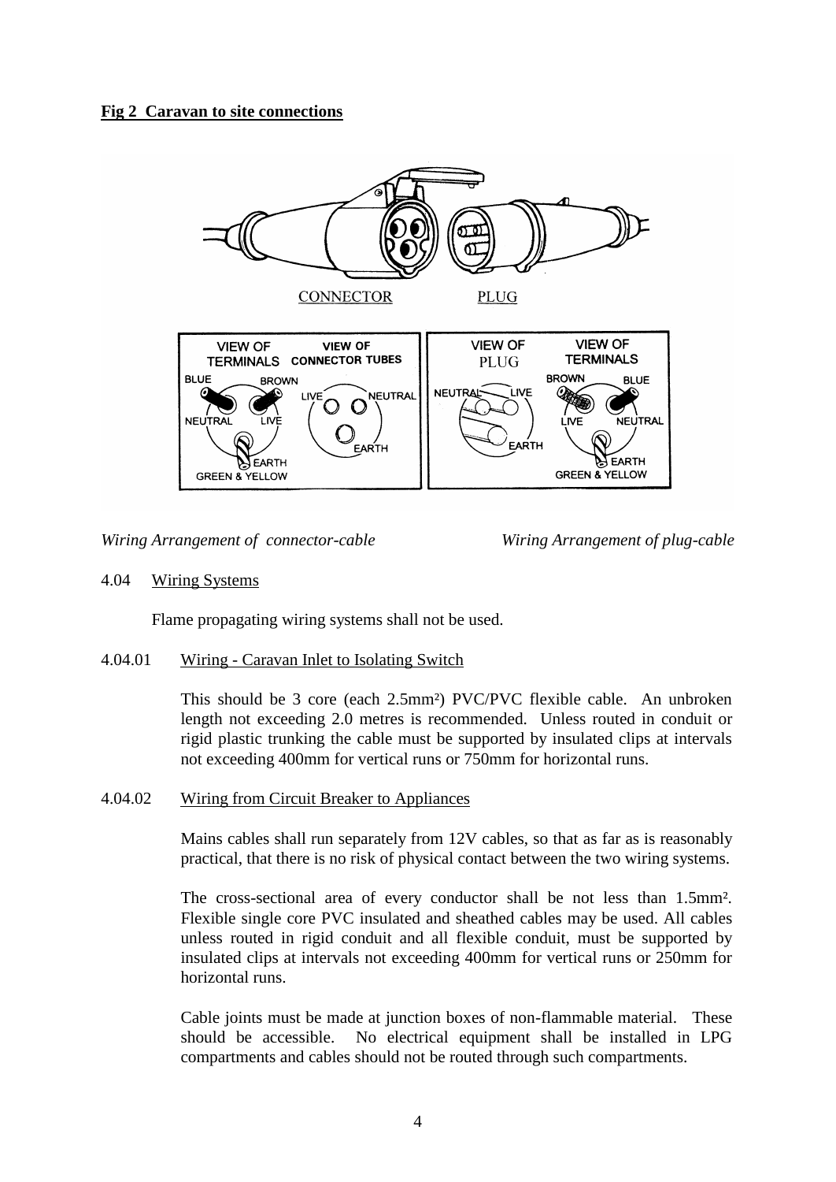**Fig 2 Caravan to site connections**

*Wiring Arrangement of connector-cable* *Wiring Arrangement of plug-cable*

4.04 Wiring Systems

Flame propagating wiring systems shall not be used.

4.04.01 Wiring - Caravan Inlet to Isolating Switch

This should be 3 core (each 2.5mm²) PVC/PVC flexible cable. An unbroken length not exceeding 2.0 metres is recommended. Unless routed in conduit or rigid plastic trunking the cable must be supported by insulated clips at intervals not exceeding 400mm for vertical runs or 750mm for horizontal runs.

4.04.02 Wiring from Circuit Breaker to Appliances

Mains cables shall run separately from 12V cables, so that as far as is reasonably practical, that there is no risk of physical contact between the two wiring systems.

The cross-sectional area of every conductor shall be not less than 1.5mm². Flexible single core PVC insulated and sheathed cables may be used. All cables unless routed in rigid conduit and all flexible conduit, must be supported by insulated clips at intervals not exceeding 400mm for vertical runs or 250mm for horizontal runs.

Cable joints must be made at junction boxes of non-flammable material. These should be accessible. No electrical equipment shall be installed in LPG compartments and cables should not be routed through such compartments.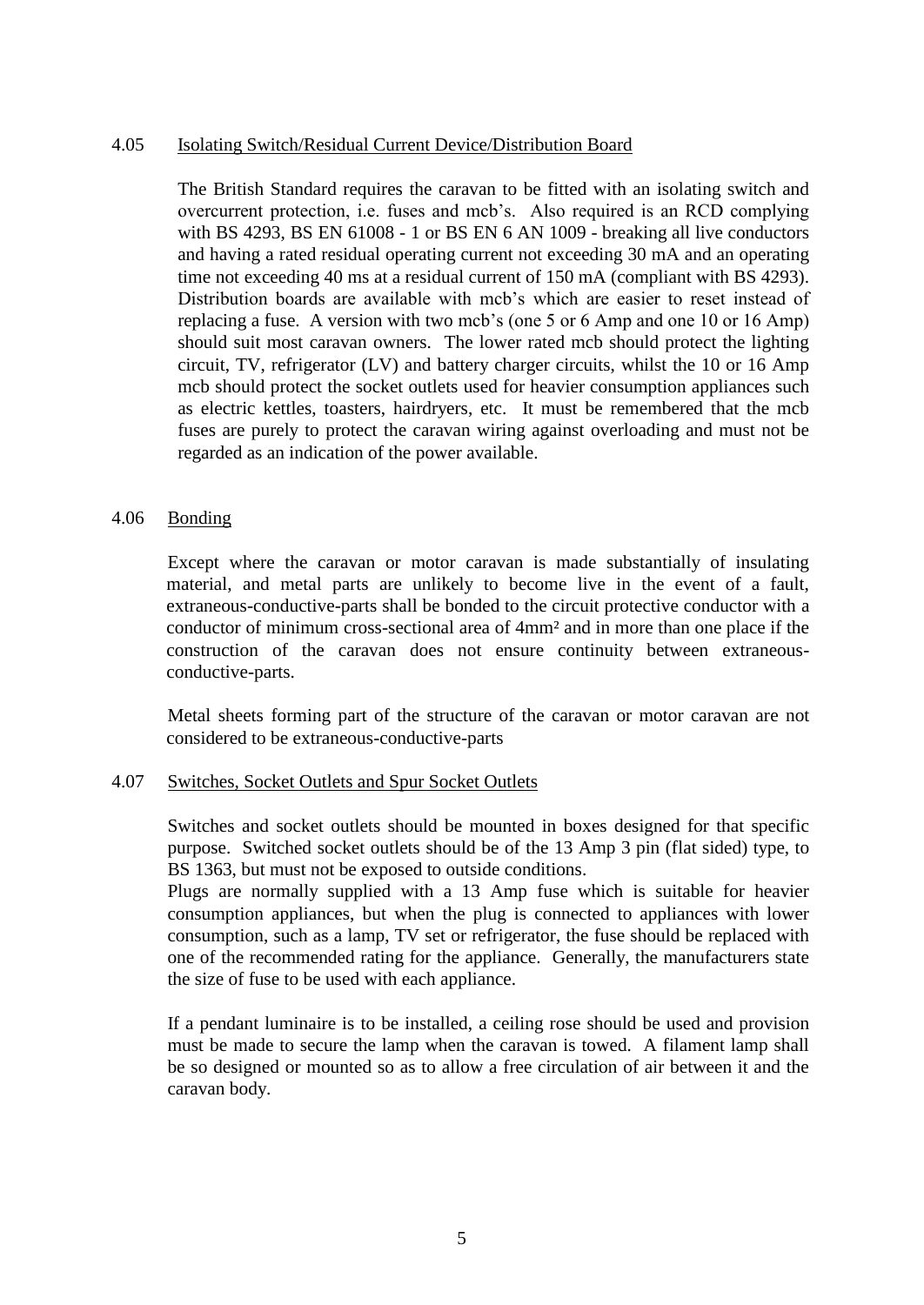### 4.05 Isolating Switch/Residual Current Device/Distribution Board

The British Standard requires the caravan to be fitted with an isolating switch and overcurrent protection, i.e. fuses and mcb's. Also required is an RCD complying with BS 4293, BS EN 61008 - 1 or BS EN 6 AN 1009 - breaking all live conductors and having a rated residual operating current not exceeding 30 mA and an operating time not exceeding 40 ms at a residual current of 150 mA (compliant with BS 4293). Distribution boards are available with mcb's which are easier to reset instead of replacing a fuse. A version with two mcb's (one 5 or 6 Amp and one 10 or 16 Amp) should suit most caravan owners. The lower rated mcb should protect the lighting circuit, TV, refrigerator (LV) and battery charger circuits, whilst the 10 or 16 Amp mcb should protect the socket outlets used for heavier consumption appliances such as electric kettles, toasters, hairdryers, etc. It must be remembered that the mcb fuses are purely to protect the caravan wiring against overloading and must not be regarded as an indication of the power available.

### 4.06 Bonding

Except where the caravan or motor caravan is made substantially of insulating material, and metal parts are unlikely to become live in the event of a fault, extraneous-conductive-parts shall be bonded to the circuit protective conductor with a conductor of minimum cross-sectional area of 4mm² and in more than one place if the construction of the caravan does not ensure continuity between extraneous-conductive-parts.

Metal sheets forming part of the structure of the caravan or motor caravan are not considered to be extraneous-conductive-parts

### 4.07 Switches, Socket Outlets and Spur Socket Outlets

Switches and socket outlets should be mounted in boxes designed for that specific purpose. Switched socket outlets should be of the 13 Amp 3 pin (flat sided) type, to BS 1363, but must not be exposed to outside conditions.

Plugs are normally supplied with a 13 Amp fuse which is suitable for heavier consumption appliances, but when the plug is connected to appliances with lower consumption, such as a lamp, TV set or refrigerator, the fuse should be replaced with one of the recommended rating for the appliance. Generally, the manufacturers state the size of fuse to be used with each appliance.

If a pendant luminaire is to be installed, a ceiling rose should be used and provision must be made to secure the lamp when the caravan is towed. A filament lamp shall be so designed or mounted so as to allow a free circulation of air between it and the caravan body.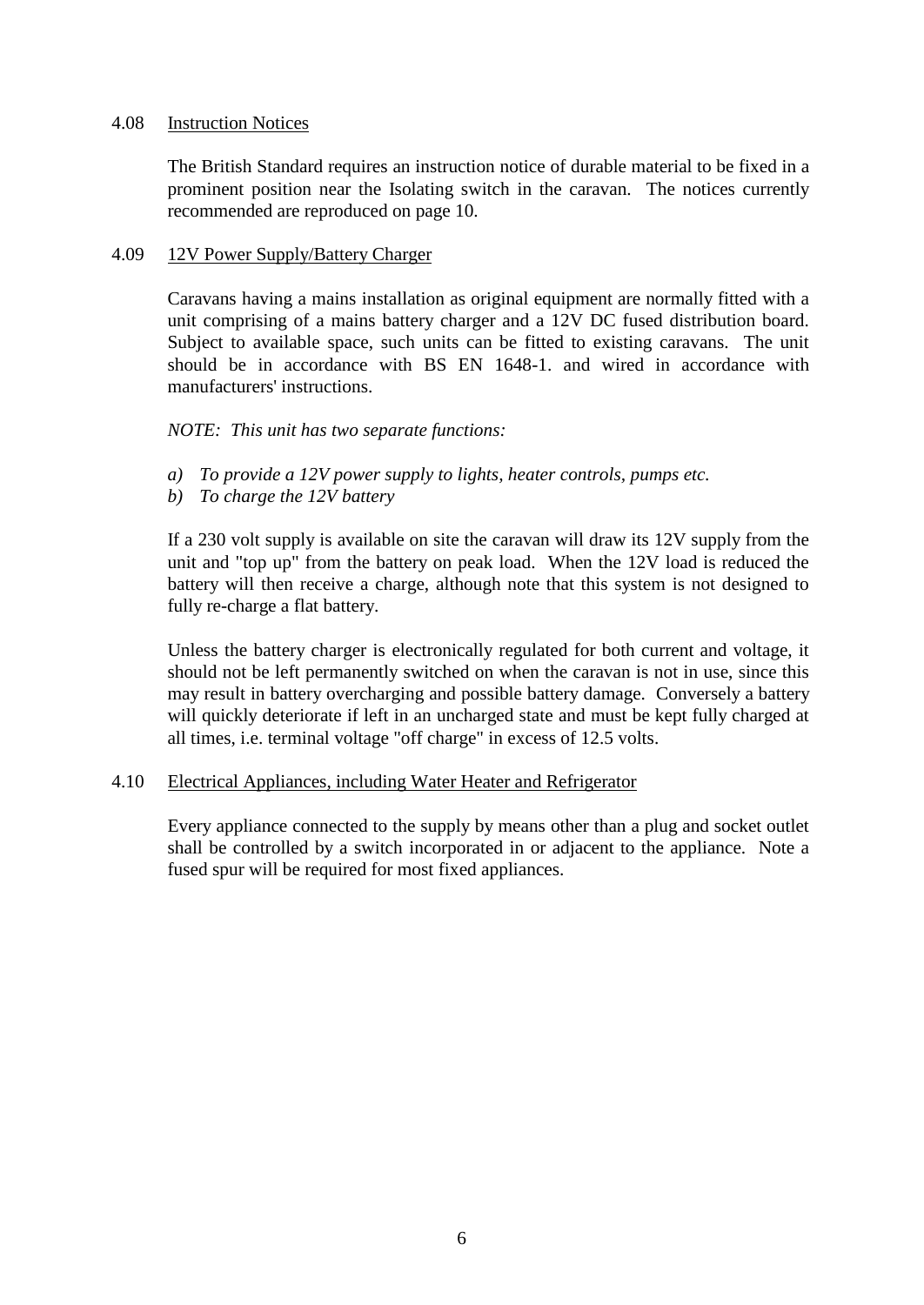### 4.08 Instruction Notices

The British Standard requires an instruction notice of durable material to be fixed in a prominent position near the Isolating switch in the caravan. The notices currently recommended are reproduced on page 10.

### 4.09 12V Power Supply/Battery Charger

Caravans having a mains installation as original equipment are normally fitted with a unit comprising of a mains battery charger and a 12V DC fused distribution board. Subject to available space, such units can be fitted to existing caravans. The unit should be in accordance with BS EN 1648-1. and wired in accordance with manufacturers' instructions.

*NOTE: This unit has two separate functions:*

*a) To provide a 12V power supply to lights, heater controls, pumps etc.*
*b) To charge the 12V battery*

If a 230 volt supply is available on site the caravan will draw its 12V supply from the unit and "top up" from the battery on peak load. When the 12V load is reduced the battery will then receive a charge, although note that this system is not designed to fully re-charge a flat battery.

Unless the battery charger is electronically regulated for both current and voltage, it should not be left permanently switched on when the caravan is not in use, since this may result in battery overcharging and possible battery damage. Conversely a battery will quickly deteriorate if left in an uncharged state and must be kept fully charged at all times, i.e. terminal voltage "off charge" in excess of 12.5 volts.

### 4.10 Electrical Appliances, including Water Heater and Refrigerator

Every appliance connected to the supply by means other than a plug and socket outlet shall be controlled by a switch incorporated in or adjacent to the appliance. Note a fused spur will be required for most fixed appliances.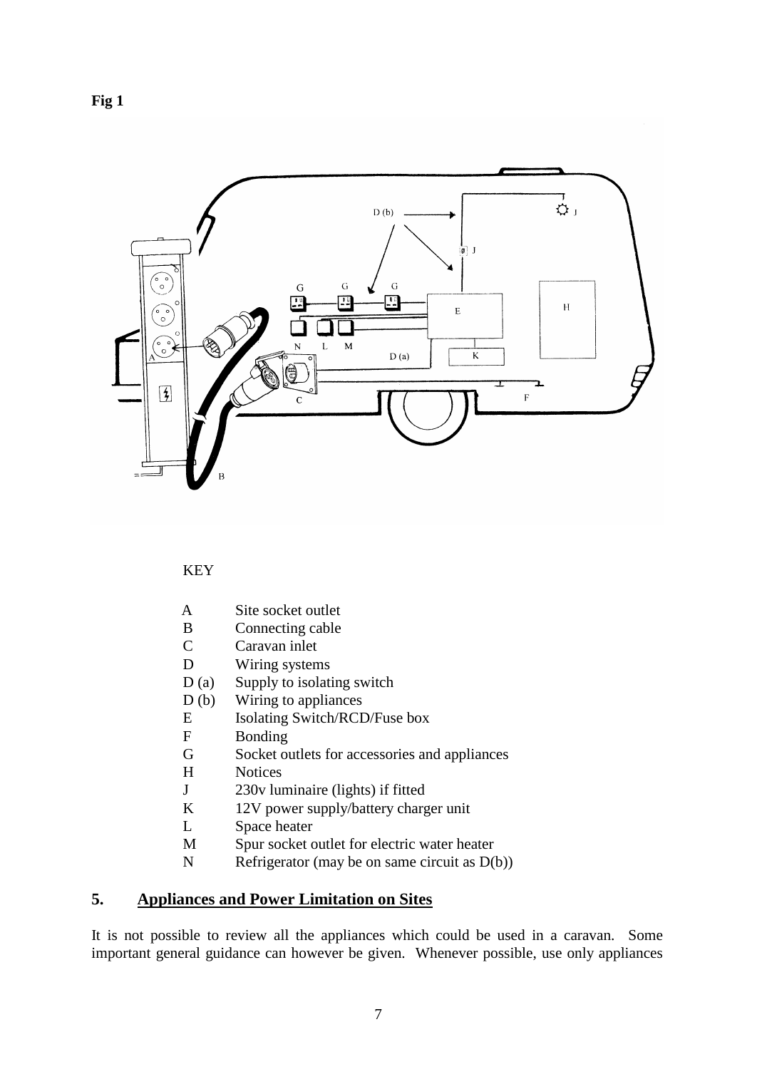**Fig 1**

KEY

- A Site socket outlet
- B Connecting cable
- C Caravan inlet
- D Wiring systems
- D (a) Supply to isolating switch
- D (b) Wiring to appliances
- E Isolating Switch/RCD/Fuse box
- F Bonding
- G Socket outlets for accessories and appliances
- H Notices
- J 230v luminaire (lights) if fitted
- K 12V power supply/battery charger unit
- L Space heater
- M Spur socket outlet for electric water heater
- N Refrigerator (may be on same circuit as D(b))

## 5. Appliances and Power Limitation on Sites

It is not possible to review all the appliances which could be used in a caravan. Some important general guidance can however be given. Whenever possible, use only appliances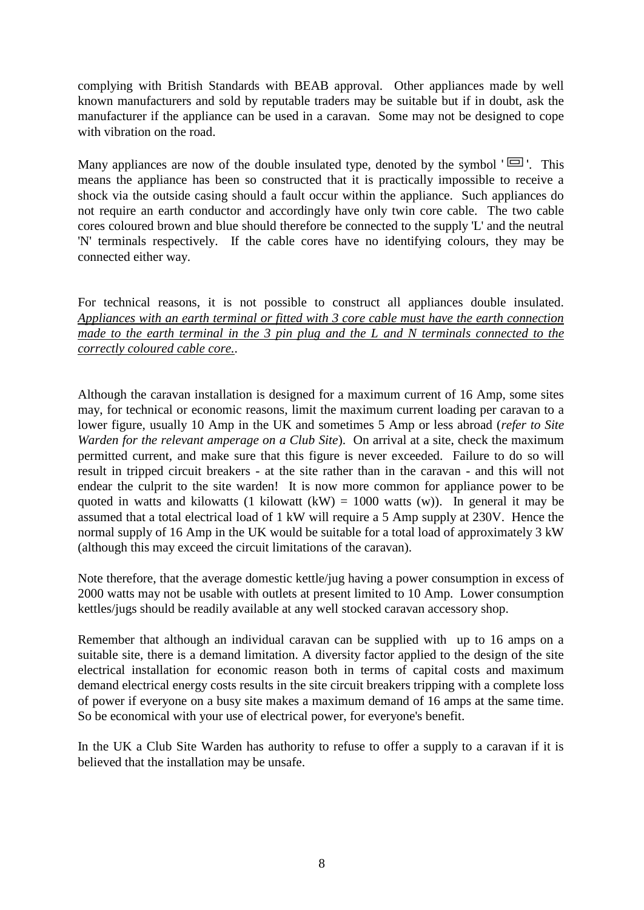complying with British Standards with BEAB approval. Other appliances made by well known manufacturers and sold by reputable traders may be suitable but if in doubt, ask the manufacturer if the appliance can be used in a caravan. Some may not be designed to cope with vibration on the road.

Many appliances are now of the double insulated type, denoted by the symbol '⧈'. This means the appliance has been so constructed that it is practically impossible to receive a shock via the outside casing should a fault occur within the appliance. Such appliances do not require an earth conductor and accordingly have only twin core cable. The two cable cores coloured brown and blue should therefore be connected to the supply 'L' and the neutral 'N' terminals respectively. If the cable cores have no identifying colours, they may be connected either way.

For technical reasons, it is not possible to construct all appliances double insulated. *Appliances with an earth terminal or fitted with 3 core cable must have the earth connection made to the earth terminal in the 3 pin plug and the L and N terminals connected to the correctly coloured cable core.*.

Although the caravan installation is designed for a maximum current of 16 Amp, some sites may, for technical or economic reasons, limit the maximum current loading per caravan to a lower figure, usually 10 Amp in the UK and sometimes 5 Amp or less abroad (*refer to Site Warden for the relevant amperage on a Club Site*). On arrival at a site, check the maximum permitted current, and make sure that this figure is never exceeded. Failure to do so will result in tripped circuit breakers - at the site rather than in the caravan - and this will not endear the culprit to the site warden! It is now more common for appliance power to be quoted in watts and kilowatts (1 kilowatt (kW) = 1000 watts (w)). In general it may be assumed that a total electrical load of 1 kW will require a 5 Amp supply at 230V. Hence the normal supply of 16 Amp in the UK would be suitable for a total load of approximately 3 kW (although this may exceed the circuit limitations of the caravan).

Note therefore, that the average domestic kettle/jug having a power consumption in excess of 2000 watts may not be usable with outlets at present limited to 10 Amp. Lower consumption kettles/jugs should be readily available at any well stocked caravan accessory shop.

Remember that although an individual caravan can be supplied with up to 16 amps on a suitable site, there is a demand limitation. A diversity factor applied to the design of the site electrical installation for economic reason both in terms of capital costs and maximum demand electrical energy costs results in the site circuit breakers tripping with a complete loss of power if everyone on a busy site makes a maximum demand of 16 amps at the same time. So be economical with your use of electrical power, for everyone's benefit.

In the UK a Club Site Warden has authority to refuse to offer a supply to a caravan if it is believed that the installation may be unsafe.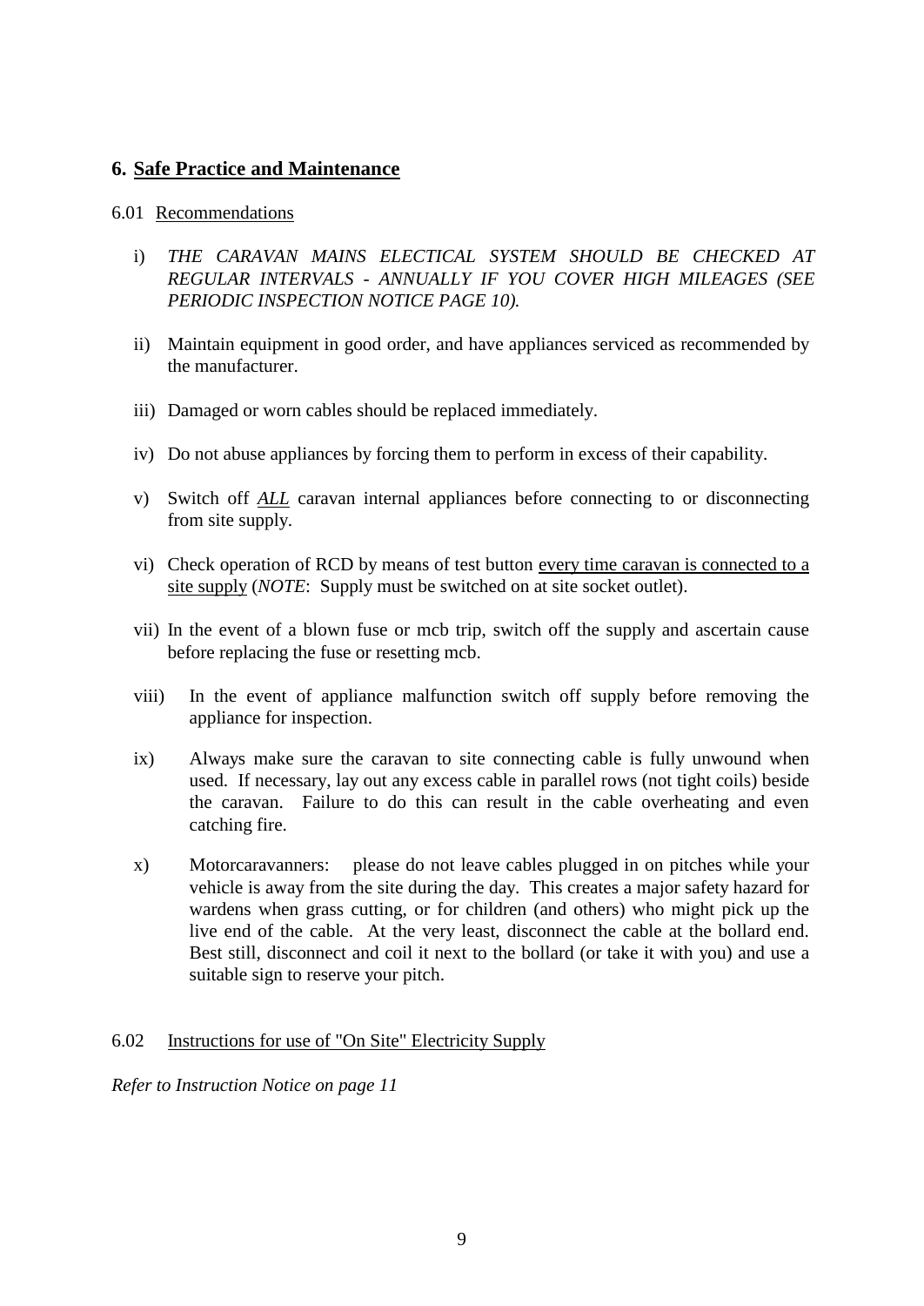## 6. <u>Safe Practice and Maintenance</u>

6.01 <u>Recommendations</u>

i) *THE CARAVAN MAINS ELECTICAL SYSTEM SHOULD BE CHECKED AT REGULAR INTERVALS - ANNUALLY IF YOU COVER HIGH MILEAGES (SEE PERIODIC INSPECTION NOTICE PAGE 10).*

ii) Maintain equipment in good order, and have appliances serviced as recommended by the manufacturer.

iii) Damaged or worn cables should be replaced immediately.

iv) Do not abuse appliances by forcing them to perform in excess of their capability.

v) Switch off <u>*ALL*</u> caravan internal appliances before connecting to or disconnecting from site supply.

vi) Check operation of RCD by means of test button <u>every time caravan is connected to a site supply</u> (*NOTE*: Supply must be switched on at site socket outlet).

vii) In the event of a blown fuse or mcb trip, switch off the supply and ascertain cause before replacing the fuse or resetting mcb.

viii) In the event of appliance malfunction switch off supply before removing the appliance for inspection.

ix) Always make sure the caravan to site connecting cable is fully unwound when used. If necessary, lay out any excess cable in parallel rows (not tight coils) beside the caravan. Failure to do this can result in the cable overheating and even catching fire.

x) Motorcaravanners: please do not leave cables plugged in on pitches while your vehicle is away from the site during the day. This creates a major safety hazard for wardens when grass cutting, or for children (and others) who might pick up the live end of the cable. At the very least, disconnect the cable at the bollard end. Best still, disconnect and coil it next to the bollard (or take it with you) and use a suitable sign to reserve your pitch.

6.02 <u>Instructions for use of "On Site" Electricity Supply</u>

*Refer to Instruction Notice on page 11*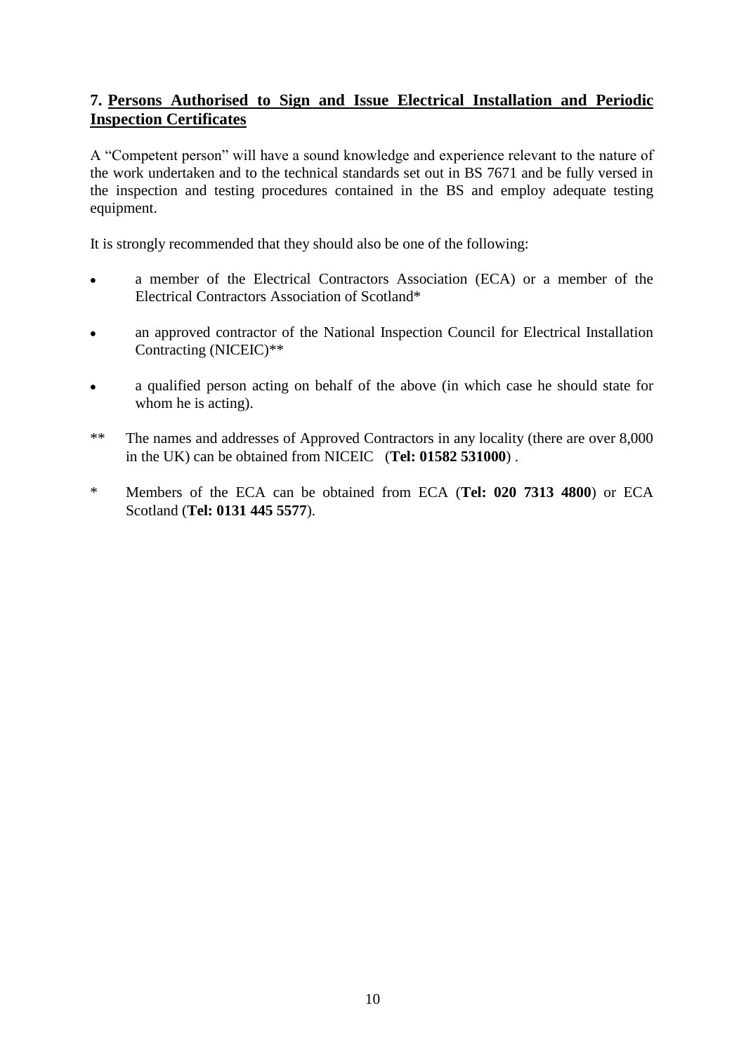## 7. Persons Authorised to Sign and Issue Electrical Installation and Periodic Inspection Certificates

A "Competent person" will have a sound knowledge and experience relevant to the nature of the work undertaken and to the technical standards set out in BS 7671 and be fully versed in the inspection and testing procedures contained in the BS and employ adequate testing equipment.

It is strongly recommended that they should also be one of the following:

- a member of the Electrical Contractors Association (ECA) or a member of the Electrical Contractors Association of Scotland*
- an approved contractor of the National Inspection Council for Electrical Installation Contracting (NICEIC)**
- a qualified person acting on behalf of the above (in which case he should state for whom he is acting).

** The names and addresses of Approved Contractors in any locality (there are over 8,000 in the UK) can be obtained from NICEIC (**Tel: 01582 531000**) .

* Members of the ECA can be obtained from ECA (**Tel: 020 7313 4800**) or ECA Scotland (**Tel: 0131 445 5577**).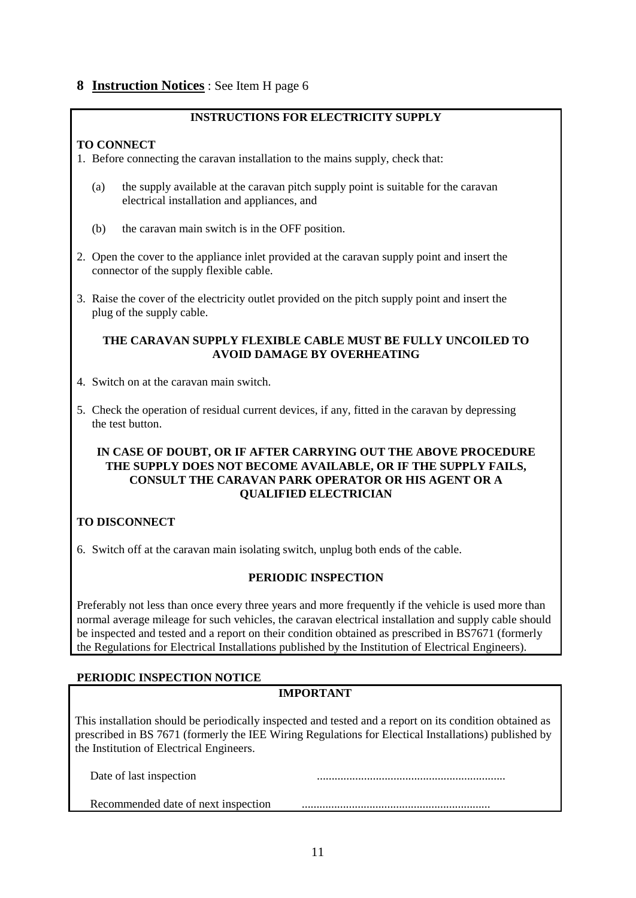## 8 **Instruction Notices** : See Item H page 6

**INSTRUCTIONS FOR ELECTRICITY SUPPLY**

**TO CONNECT**

1. Before connecting the caravan installation to the mains supply, check that:

   (a) the supply available at the caravan pitch supply point is suitable for the caravan electrical installation and appliances, and

   (b) the caravan main switch is in the OFF position.

2. Open the cover to the appliance inlet provided at the caravan supply point and insert the connector of the supply flexible cable.

3. Raise the cover of the electricity outlet provided on the pitch supply point and insert the plug of the supply cable.

**THE CARAVAN SUPPLY FLEXIBLE CABLE MUST BE FULLY UNCOILED TO AVOID DAMAGE BY OVERHEATING**

4. Switch on at the caravan main switch.

5. Check the operation of residual current devices, if any, fitted in the caravan by depressing the test button.

**IN CASE OF DOUBT, OR IF AFTER CARRYING OUT THE ABOVE PROCEDURE THE SUPPLY DOES NOT BECOME AVAILABLE, OR IF THE SUPPLY FAILS, CONSULT THE CARAVAN PARK OPERATOR OR HIS AGENT OR A QUALIFIED ELECTRICIAN**

**TO DISCONNECT**

6. Switch off at the caravan main isolating switch, unplug both ends of the cable.

**PERIODIC INSPECTION**

Preferably not less than once every three years and more frequently if the vehicle is used more than normal average mileage for such vehicles, the caravan electrical installation and supply cable should be inspected and tested and a report on their condition obtained as prescribed in BS7671 (formerly the Regulations for Electrical Installations published by the Institution of Electrical Engineers).

**PERIODIC INSPECTION NOTICE**

**IMPORTANT**

This installation should be periodically inspected and tested and a report on its condition obtained as prescribed in BS 7671 (formerly the IEE Wiring Regulations for Electical Installations) published by the Institution of Electrical Engineers.

Date of last inspection ................................................................

Recommended date of next inspection ................................................................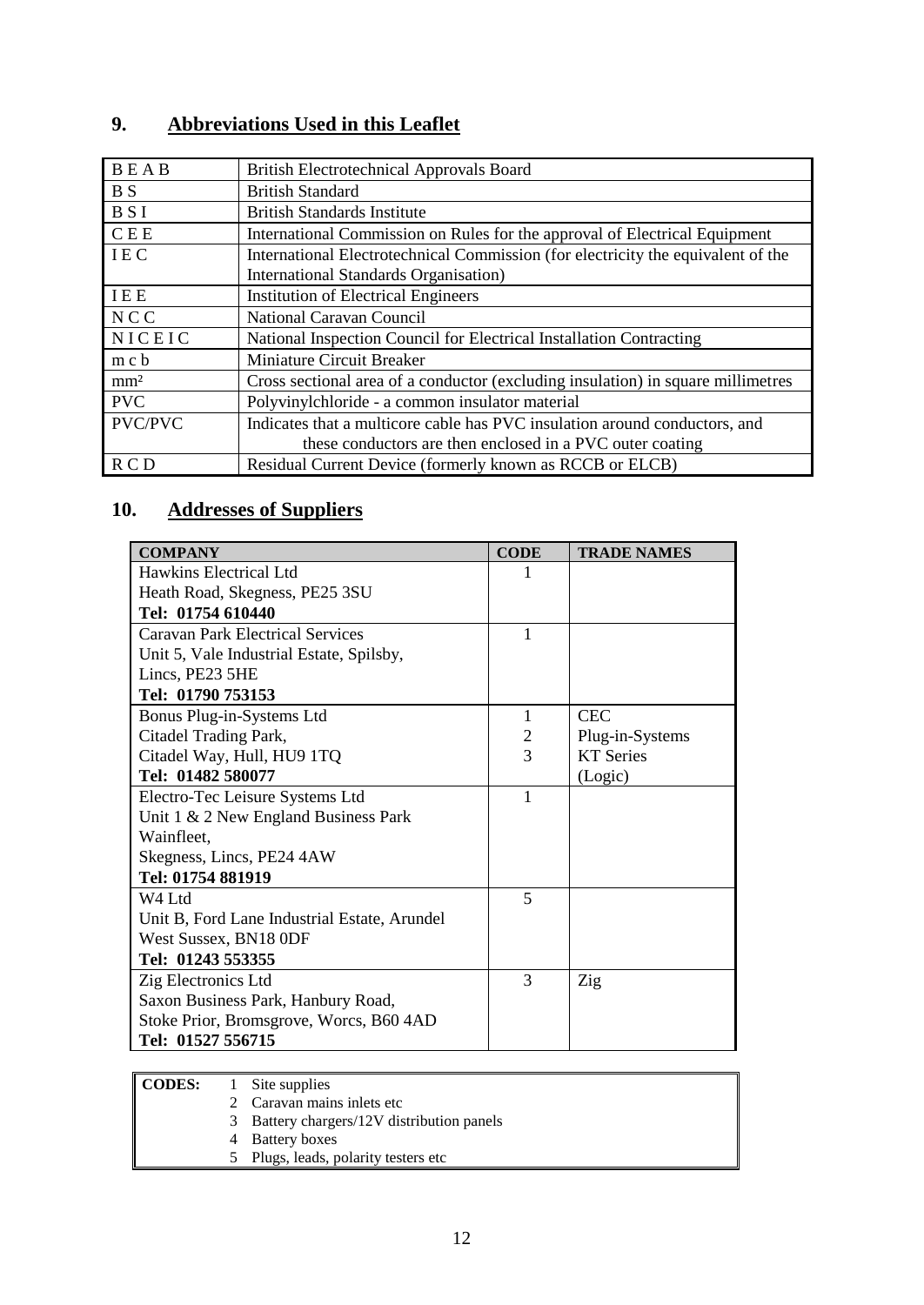## 9. Abbreviations Used in this Leaflet

| | |
|---|---|
| B E A B | British Electrotechnical Approvals Board |
| B S | British Standard |
| B S I | British Standards Institute |
| C E E | International Commission on Rules for the approval of Electrical Equipment |
| I E C | International Electrotechnical Commission (for electricity the equivalent of the International Standards Organisation) |
| I E E | Institution of Electrical Engineers |
| N C C | National Caravan Council |
| N I C E I C | National Inspection Council for Electrical Installation Contracting |
| m c b | Miniature Circuit Breaker |
| $mm^2$ | Cross sectional area of a conductor (excluding insulation) in square millimetres |
| PVC | Polyvinylchloride - a common insulator material |
| PVC/PVC | Indicates that a multicore cable has PVC insulation around conductors, and these conductors are then enclosed in a PVC outer coating |
| R C D | Residual Current Device (formerly known as RCCB or ELCB) |

## 10. Addresses of Suppliers

| COMPANY | CODE | TRADE NAMES |
|---|---|---|
| Hawkins Electrical Ltd<br>Heath Road, Skegness, PE25 3SU<br>**Tel: 01754 610440** | 1 | |
| Caravan Park Electrical Services<br>Unit 5, Vale Industrial Estate, Spilsby,<br>Lincs, PE23 5HE<br>**Tel: 01790 753153** | 1 | |
| Bonus Plug-in-Systems Ltd<br>Citadel Trading Park,<br>Citadel Way, Hull, HU9 1TQ<br>**Tel: 01482 580077** | 1<br>2<br>3 | CEC<br>Plug-in-Systems<br>KT Series<br>(Logic) |
| Electro-Tec Leisure Systems Ltd<br>Unit 1 & 2 New England Business Park<br>Wainfleet,<br>Skegness, Lincs, PE24 4AW<br>**Tel: 01754 881919** | 1 | |
| W4 Ltd<br>Unit B, Ford Lane Industrial Estate, Arundel<br>West Sussex, BN18 0DF<br>**Tel: 01243 553355** | 5 | |
| Zig Electronics Ltd<br>Saxon Business Park, Hanbury Road,<br>Stoke Prior, Bromsgrove, Worcs, B60 4AD<br>**Tel: 01527 556715** | 3 | Zig |

**CODES:**
1. Site supplies
2. Caravan mains inlets etc
3. Battery chargers/12V distribution panels
4. Battery boxes
5. Plugs, leads, polarity testers etc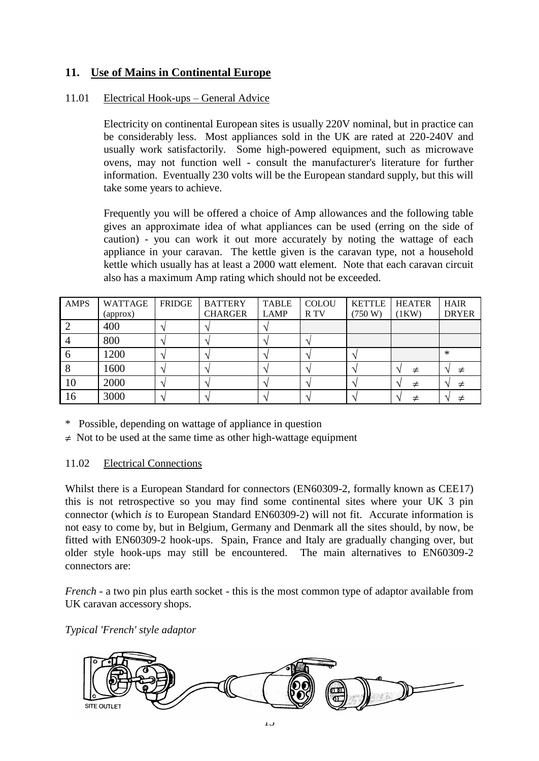## 11. Use of Mains in Continental Europe

### 11.01 Electrical Hook-ups – General Advice

Electricity on continental European sites is usually 220V nominal, but in practice can be considerably less. Most appliances sold in the UK are rated at 220-240V and usually work satisfactorily. Some high-powered equipment, such as microwave ovens, may not function well - consult the manufacturer's literature for further information. Eventually 230 volts will be the European standard supply, but this will take some years to achieve.

Frequently you will be offered a choice of Amp allowances and the following table gives an approximate idea of what appliances can be used (erring on the side of caution) - you can work it out more accurately by noting the wattage of each appliance in your caravan. The kettle given is the caravan type, not a household kettle which usually has at least a 2000 watt element. Note that each caravan circuit also has a maximum Amp rating which should not be exceeded.

| AMPS | WATTAGE (approx) | FRIDGE | BATTERY CHARGER | TABLE LAMP | COLOUR TV | KETTLE (750 W) | HEATER (1KW) | HAIR DRYER |
|---|---|---|---|---|---|---|---|---|
| 2 | 400 | √ | √ | √ | | | | |
| 4 | 800 | √ | √ | √ | √ | | | |
| 6 | 1200 | √ | √ | √ | √ | √ | | * |
| 8 | 1600 | √ | √ | √ | √ | √ | √ ≠ | √ ≠ |
| 10 | 2000 | √ | √ | √ | √ | √ | √ ≠ | √ ≠ |
| 16 | 3000 | √ | √ | √ | √ | √ | √ ≠ | √ ≠ |

\* Possible, depending on wattage of appliance in question

≠ Not to be used at the same time as other high-wattage equipment

### 11.02 Electrical Connections

Whilst there is a European Standard for connectors (EN60309-2, formally known as CEE17) this is not retrospective so you may find some continental sites where your UK 3 pin connector (which *is* to European Standard EN60309-2) will not fit. Accurate information is not easy to come by, but in Belgium, Germany and Denmark all the sites should, by now, be fitted with EN60309-2 hook-ups. Spain, France and Italy are gradually changing over, but older style hook-ups may still be encountered. The main alternatives to EN60309-2 connectors are:

*French* - a two pin plus earth socket - this is the most common type of adaptor available from UK caravan accessory shops.

*Typical 'French' style adaptor*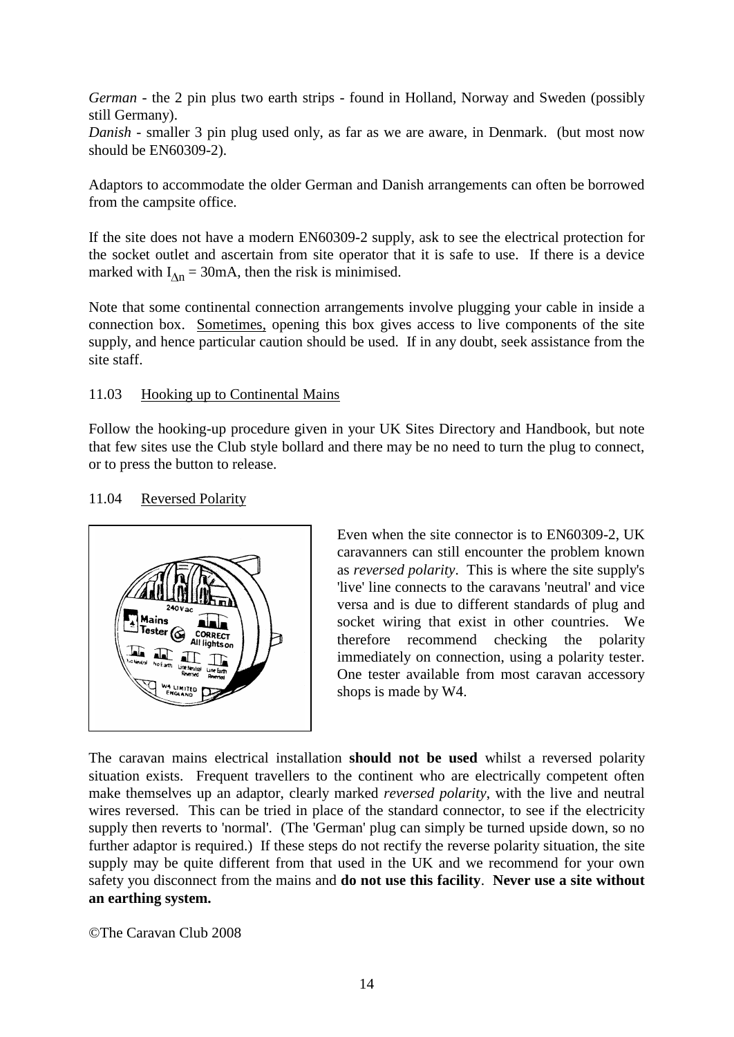*German* - the 2 pin plus two earth strips - found in Holland, Norway and Sweden (possibly still Germany).
*Danish* - smaller 3 pin plug used only, as far as we are aware, in Denmark. (but most now should be EN60309-2).

Adaptors to accommodate the older German and Danish arrangements can often be borrowed from the campsite office.

If the site does not have a modern EN60309-2 supply, ask to see the electrical protection for the socket outlet and ascertain from site operator that it is safe to use. If there is a device marked with $I_{\Delta n}$ = 30mA, then the risk is minimised.

Note that some continental connection arrangements involve plugging your cable in inside a connection box. Sometimes, opening this box gives access to live components of the site supply, and hence particular caution should be used. If in any doubt, seek assistance from the site staff.

## 11.03 Hooking up to Continental Mains

Follow the hooking-up procedure given in your UK Sites Directory and Handbook, but note that few sites use the Club style bollard and there may be no need to turn the plug to connect, or to press the button to release.

## 11.04 Reversed Polarity

Even when the site connector is to EN60309-2, UK caravanners can still encounter the problem known as *reversed polarity*. This is where the site supply's 'live' line connects to the caravans 'neutral' and vice versa and is due to different standards of plug and socket wiring that exist in other countries. We therefore recommend checking the polarity immediately on connection, using a polarity tester. One tester available from most caravan accessory shops is made by W4.

The caravan mains electrical installation **should not be used** whilst a reversed polarity situation exists. Frequent travellers to the continent who are electrically competent often make themselves up an adaptor, clearly marked *reversed polarity*, with the live and neutral wires reversed. This can be tried in place of the standard connector, to see if the electricity supply then reverts to 'normal'. (The 'German' plug can simply be turned upside down, so no further adaptor is required.) If these steps do not rectify the reverse polarity situation, the site supply may be quite different from that used in the UK and we recommend for your own safety you disconnect from the mains and **do not use this facility**. **Never use a site without an earthing system.**

©The Caravan Club 2008